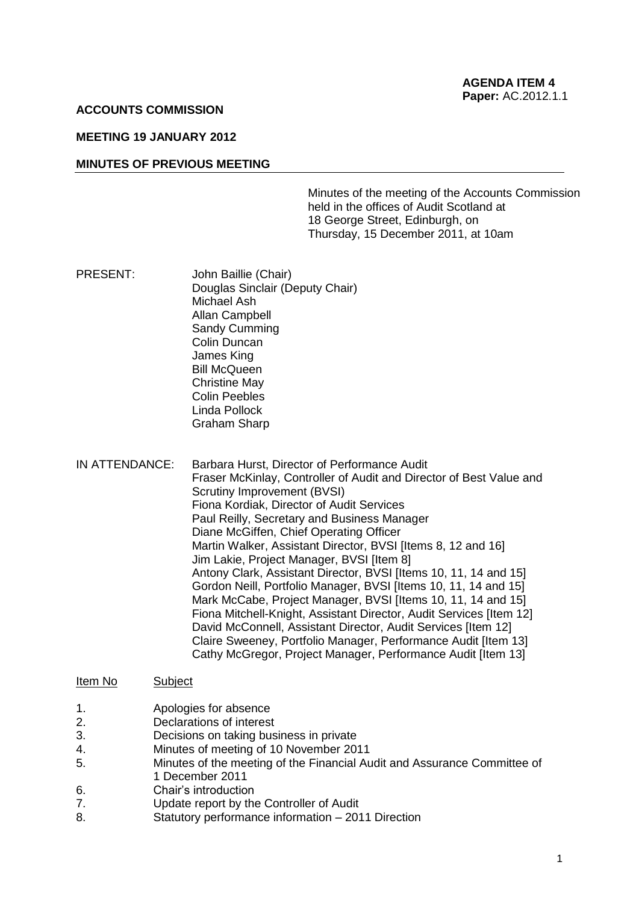**AGENDA ITEM 4**
**Paper:** AC.2012.1.1

**ACCOUNTS COMMISSION**

**MEETING 19 JANUARY 2012**

**MINUTES OF PREVIOUS MEETING**

Minutes of the meeting of the Accounts Commission held in the offices of Audit Scotland at 18 George Street, Edinburgh, on Thursday, 15 December 2011, at 10am

PRESENT:
John Baillie (Chair)
Douglas Sinclair (Deputy Chair)
Michael Ash
Allan Campbell
Sandy Cumming
Colin Duncan
James King
Bill McQueen
Christine May
Colin Peebles
Linda Pollock
Graham Sharp

IN ATTENDANCE:
Barbara Hurst, Director of Performance Audit
Fraser McKinlay, Controller of Audit and Director of Best Value and Scrutiny Improvement (BVSI)
Fiona Kordiak, Director of Audit Services
Paul Reilly, Secretary and Business Manager
Diane McGiffen, Chief Operating Officer
Martin Walker, Assistant Director, BVSI [Items 8, 12 and 16]
Jim Lakie, Project Manager, BVSI [Item 8]
Antony Clark, Assistant Director, BVSI [Items 10, 11, 14 and 15]
Gordon Neill, Portfolio Manager, BVSI [Items 10, 11, 14 and 15]
Mark McCabe, Project Manager, BVSI [Items 10, 11, 14 and 15]
Fiona Mitchell-Knight, Assistant Director, Audit Services [Item 12]
David McConnell, Assistant Director, Audit Services [Item 12]
Claire Sweeney, Portfolio Manager, Performance Audit [Item 13]
Cathy McGregor, Project Manager, Performance Audit [Item 13]

| Item No | Subject |
|---|---|
| 1. | Apologies for absence |
| 2. | Declarations of interest |
| 3. | Decisions on taking business in private |
| 4. | Minutes of meeting of 10 November 2011 |
| 5. | Minutes of the meeting of the Financial Audit and Assurance Committee of 1 December 2011 |
| 6. | Chair's introduction |
| 7. | Update report by the Controller of Audit |
| 8. | Statutory performance information – 2011 Direction |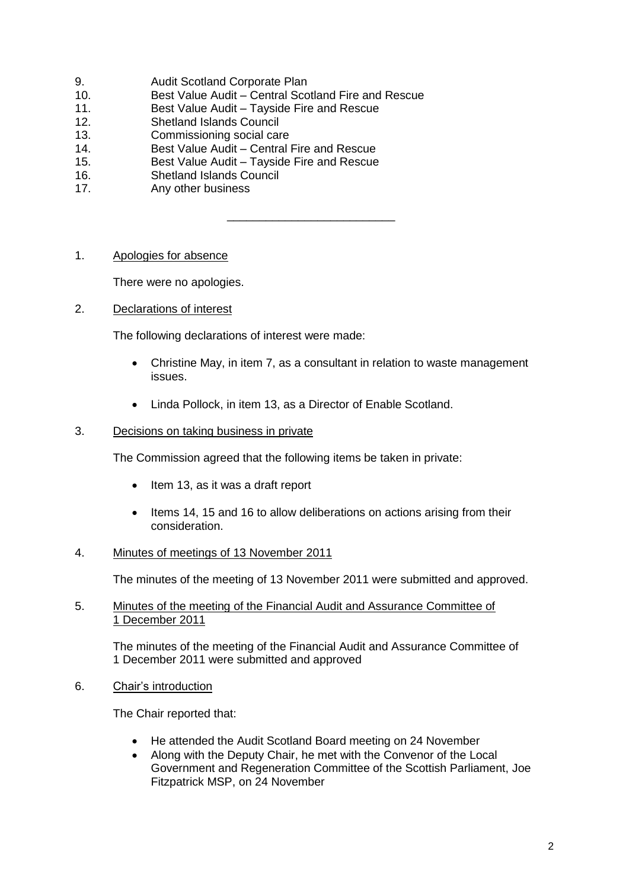9. Audit Scotland Corporate Plan
10. Best Value Audit – Central Scotland Fire and Rescue
11. Best Value Audit – Tayside Fire and Rescue
12. Shetland Islands Council
13. Commissioning social care
14. Best Value Audit – Central Fire and Rescue
15. Best Value Audit – Tayside Fire and Rescue
16. Shetland Islands Council
17. Any other business

---

1. Apologies for absence

   There were no apologies.

2. Declarations of interest

   The following declarations of interest were made:

   - Christine May, in item 7, as a consultant in relation to waste management issues.
   - Linda Pollock, in item 13, as a Director of Enable Scotland.

3. Decisions on taking business in private

   The Commission agreed that the following items be taken in private:

   - Item 13, as it was a draft report
   - Items 14, 15 and 16 to allow deliberations on actions arising from their consideration.

4. Minutes of meetings of 13 November 2011

   The minutes of the meeting of 13 November 2011 were submitted and approved.

5. Minutes of the meeting of the Financial Audit and Assurance Committee of 1 December 2011

   The minutes of the meeting of the Financial Audit and Assurance Committee of 1 December 2011 were submitted and approved

6. Chair's introduction

   The Chair reported that:

   - He attended the Audit Scotland Board meeting on 24 November
   - Along with the Deputy Chair, he met with the Convenor of the Local Government and Regeneration Committee of the Scottish Parliament, Joe Fitzpatrick MSP, on 24 November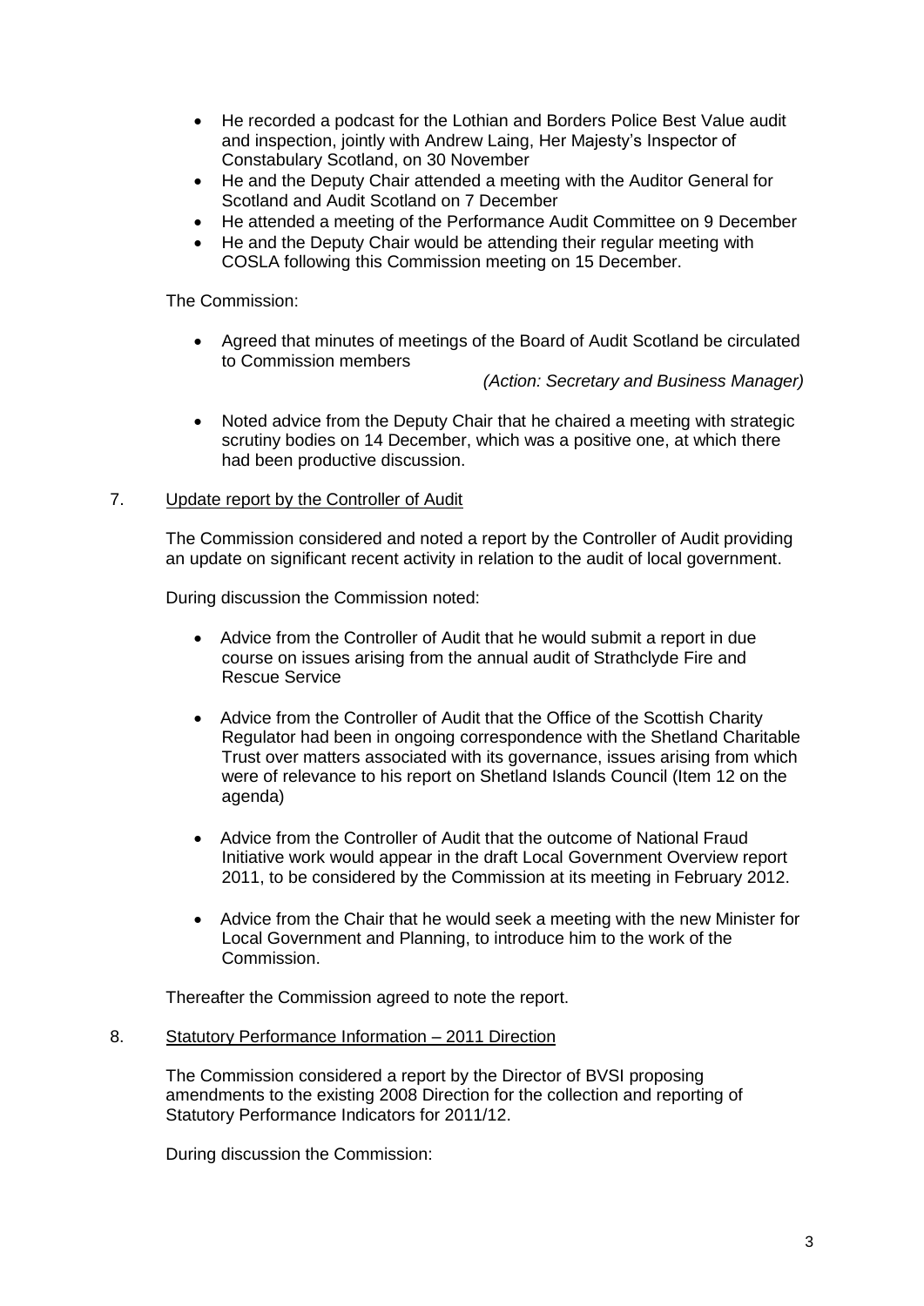- He recorded a podcast for the Lothian and Borders Police Best Value audit and inspection, jointly with Andrew Laing, Her Majesty's Inspector of Constabulary Scotland, on 30 November
- He and the Deputy Chair attended a meeting with the Auditor General for Scotland and Audit Scotland on 7 December
- He attended a meeting of the Performance Audit Committee on 9 December
- He and the Deputy Chair would be attending their regular meeting with COSLA following this Commission meeting on 15 December.

The Commission:

- Agreed that minutes of meetings of the Board of Audit Scotland be circulated to Commission members

  *(Action: Secretary and Business Manager)*

- Noted advice from the Deputy Chair that he chaired a meeting with strategic scrutiny bodies on 14 December, which was a positive one, at which there had been productive discussion.

7. Update report by the Controller of Audit

The Commission considered and noted a report by the Controller of Audit providing an update on significant recent activity in relation to the audit of local government.

During discussion the Commission noted:

- Advice from the Controller of Audit that he would submit a report in due course on issues arising from the annual audit of Strathclyde Fire and Rescue Service

- Advice from the Controller of Audit that the Office of the Scottish Charity Regulator had been in ongoing correspondence with the Shetland Charitable Trust over matters associated with its governance, issues arising from which were of relevance to his report on Shetland Islands Council (Item 12 on the agenda)

- Advice from the Controller of Audit that the outcome of National Fraud Initiative work would appear in the draft Local Government Overview report 2011, to be considered by the Commission at its meeting in February 2012.

- Advice from the Chair that he would seek a meeting with the new Minister for Local Government and Planning, to introduce him to the work of the Commission.

Thereafter the Commission agreed to note the report.

8. Statutory Performance Information – 2011 Direction

The Commission considered a report by the Director of BVSI proposing amendments to the existing 2008 Direction for the collection and reporting of Statutory Performance Indicators for 2011/12.

During discussion the Commission: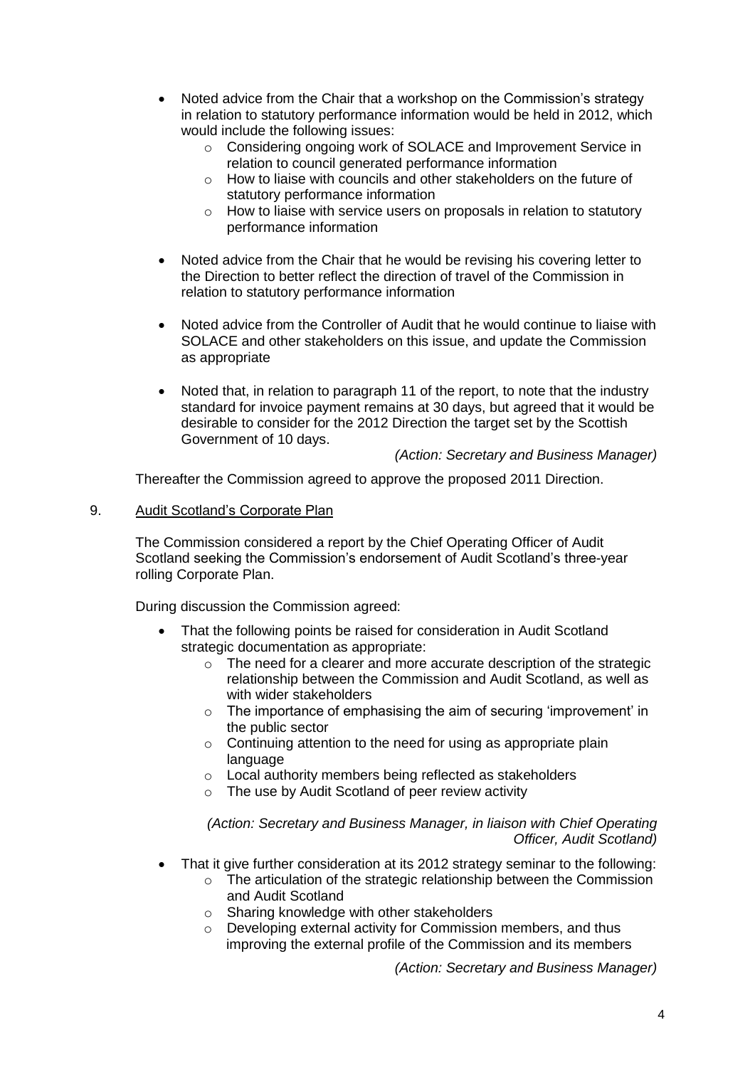- Noted advice from the Chair that a workshop on the Commission's strategy in relation to statutory performance information would be held in 2012, which would include the following issues:
    - Considering ongoing work of SOLACE and Improvement Service in relation to council generated performance information
    - How to liaise with councils and other stakeholders on the future of statutory performance information
    - How to liaise with service users on proposals in relation to statutory performance information

- Noted advice from the Chair that he would be revising his covering letter to the Direction to better reflect the direction of travel of the Commission in relation to statutory performance information

- Noted advice from the Controller of Audit that he would continue to liaise with SOLACE and other stakeholders on this issue, and update the Commission as appropriate

- Noted that, in relation to paragraph 11 of the report, to note that the industry standard for invoice payment remains at 30 days, but agreed that it would be desirable to consider for the 2012 Direction the target set by the Scottish Government of 10 days.

*(Action: Secretary and Business Manager)*

Thereafter the Commission agreed to approve the proposed 2011 Direction.

9. Audit Scotland's Corporate Plan

The Commission considered a report by the Chief Operating Officer of Audit Scotland seeking the Commission's endorsement of Audit Scotland's three-year rolling Corporate Plan.

During discussion the Commission agreed:

- That the following points be raised for consideration in Audit Scotland strategic documentation as appropriate:
    - The need for a clearer and more accurate description of the strategic relationship between the Commission and Audit Scotland, as well as with wider stakeholders
    - The importance of emphasising the aim of securing 'improvement' in the public sector
    - Continuing attention to the need for using as appropriate plain language
    - Local authority members being reflected as stakeholders
    - The use by Audit Scotland of peer review activity

*(Action: Secretary and Business Manager, in liaison with Chief Operating Officer, Audit Scotland)*

- That it give further consideration at its 2012 strategy seminar to the following:
    - The articulation of the strategic relationship between the Commission and Audit Scotland
    - Sharing knowledge with other stakeholders
    - Developing external activity for Commission members, and thus improving the external profile of the Commission and its members

*(Action: Secretary and Business Manager)*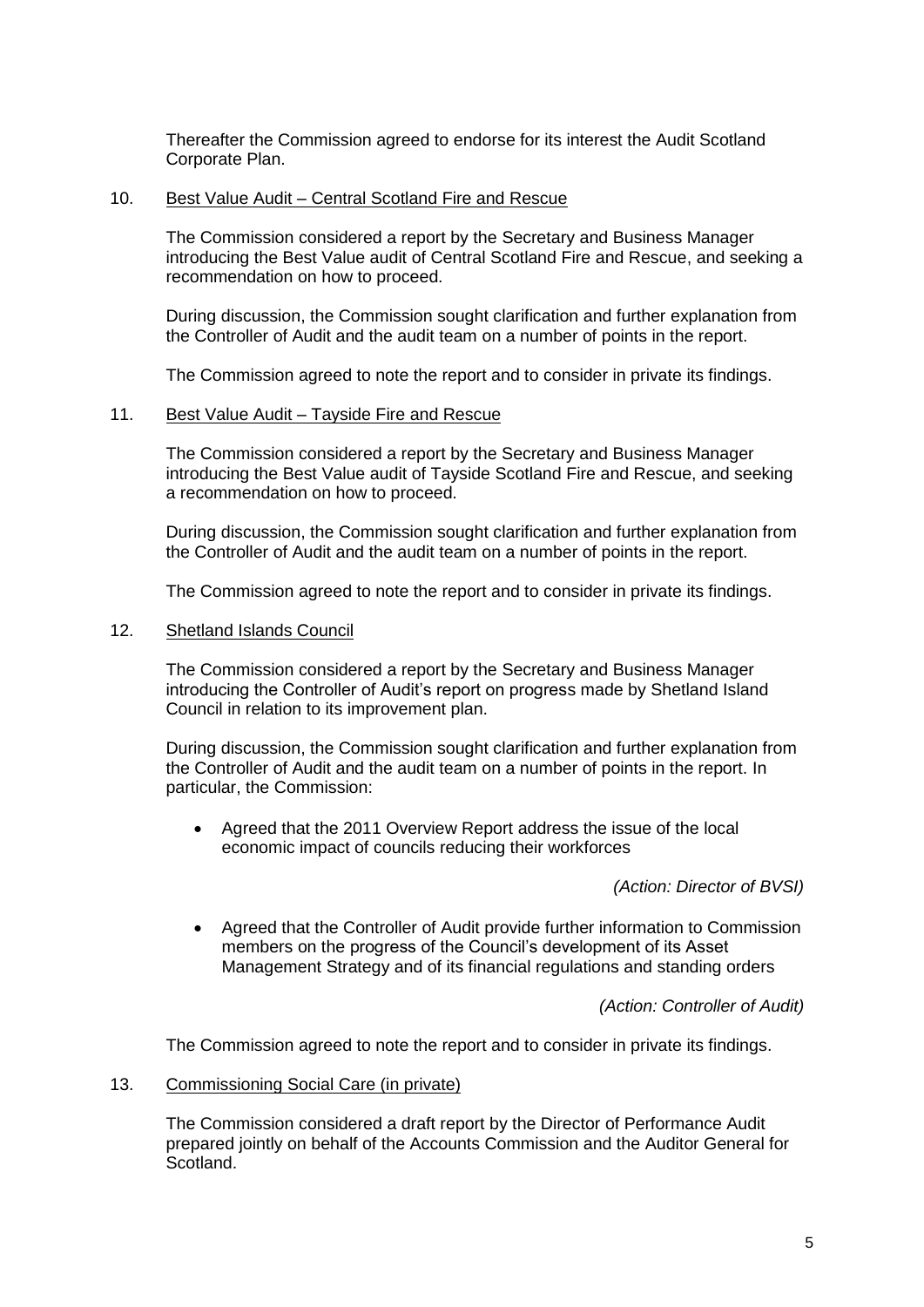Thereafter the Commission agreed to endorse for its interest the Audit Scotland Corporate Plan.

10. Best Value Audit – Central Scotland Fire and Rescue

The Commission considered a report by the Secretary and Business Manager introducing the Best Value audit of Central Scotland Fire and Rescue, and seeking a recommendation on how to proceed.

During discussion, the Commission sought clarification and further explanation from the Controller of Audit and the audit team on a number of points in the report.

The Commission agreed to note the report and to consider in private its findings.

11. Best Value Audit – Tayside Fire and Rescue

The Commission considered a report by the Secretary and Business Manager introducing the Best Value audit of Tayside Scotland Fire and Rescue, and seeking a recommendation on how to proceed.

During discussion, the Commission sought clarification and further explanation from the Controller of Audit and the audit team on a number of points in the report.

The Commission agreed to note the report and to consider in private its findings.

12. Shetland Islands Council

The Commission considered a report by the Secretary and Business Manager introducing the Controller of Audit's report on progress made by Shetland Island Council in relation to its improvement plan.

During discussion, the Commission sought clarification and further explanation from the Controller of Audit and the audit team on a number of points in the report. In particular, the Commission:

- Agreed that the 2011 Overview Report address the issue of the local economic impact of councils reducing their workforces

  *(Action: Director of BVSI)*

- Agreed that the Controller of Audit provide further information to Commission members on the progress of the Council's development of its Asset Management Strategy and of its financial regulations and standing orders

  *(Action: Controller of Audit)*

The Commission agreed to note the report and to consider in private its findings.

13. Commissioning Social Care (in private)

The Commission considered a draft report by the Director of Performance Audit prepared jointly on behalf of the Accounts Commission and the Auditor General for Scotland.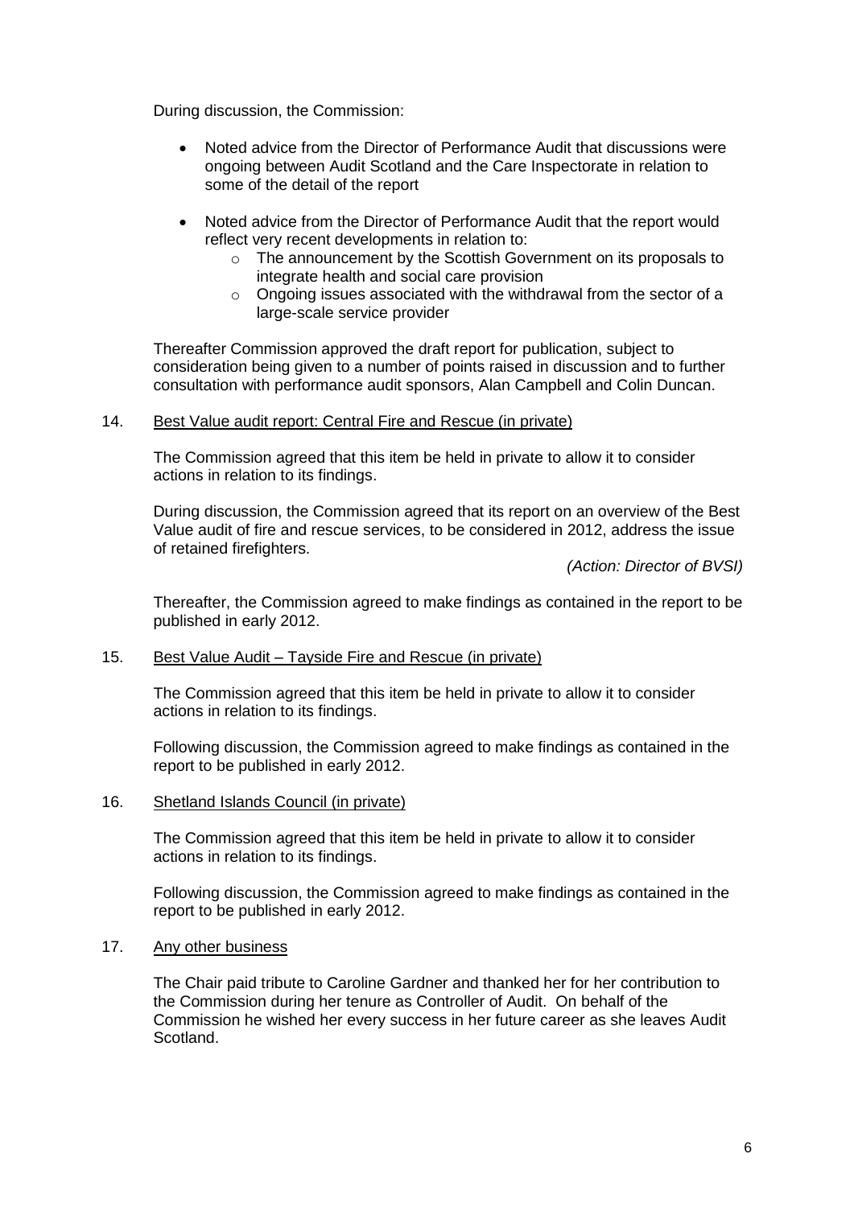During discussion, the Commission:

- Noted advice from the Director of Performance Audit that discussions were ongoing between Audit Scotland and the Care Inspectorate in relation to some of the detail of the report
- Noted advice from the Director of Performance Audit that the report would reflect very recent developments in relation to:
  - The announcement by the Scottish Government on its proposals to integrate health and social care provision
  - Ongoing issues associated with the withdrawal from the sector of a large-scale service provider

Thereafter Commission approved the draft report for publication, subject to consideration being given to a number of points raised in discussion and to further consultation with performance audit sponsors, Alan Campbell and Colin Duncan.

14. Best Value audit report: Central Fire and Rescue (in private)

The Commission agreed that this item be held in private to allow it to consider actions in relation to its findings.

During discussion, the Commission agreed that its report on an overview of the Best Value audit of fire and rescue services, to be considered in 2012, address the issue of retained firefighters.

*(Action: Director of BVSI)*

Thereafter, the Commission agreed to make findings as contained in the report to be published in early 2012.

15. Best Value Audit – Tayside Fire and Rescue (in private)

The Commission agreed that this item be held in private to allow it to consider actions in relation to its findings.

Following discussion, the Commission agreed to make findings as contained in the report to be published in early 2012.

16. Shetland Islands Council (in private)

The Commission agreed that this item be held in private to allow it to consider actions in relation to its findings.

Following discussion, the Commission agreed to make findings as contained in the report to be published in early 2012.

17. Any other business

The Chair paid tribute to Caroline Gardner and thanked her for her contribution to the Commission during her tenure as Controller of Audit. On behalf of the Commission he wished her every success in her future career as she leaves Audit Scotland.